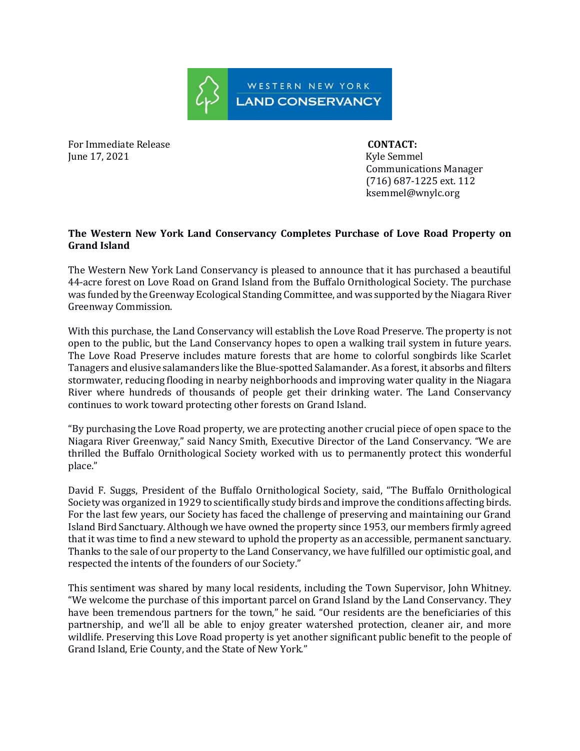WESTERN NEW YORK LAND CONSERVANCY

For Immediate Release
June 17, 2021

**CONTACT:**
Kyle Semmel
Communications Manager
(716) 687-1225 ext. 112
ksemmel@wnylc.org

**The Western New York Land Conservancy Completes Purchase of Love Road Property on Grand Island**

The Western New York Land Conservancy is pleased to announce that it has purchased a beautiful 44-acre forest on Love Road on Grand Island from the Buffalo Ornithological Society. The purchase was funded by the Greenway Ecological Standing Committee, and was supported by the Niagara River Greenway Commission.

With this purchase, the Land Conservancy will establish the Love Road Preserve. The property is not open to the public, but the Land Conservancy hopes to open a walking trail system in future years. The Love Road Preserve includes mature forests that are home to colorful songbirds like Scarlet Tanagers and elusive salamanders like the Blue-spotted Salamander. As a forest, it absorbs and filters stormwater, reducing flooding in nearby neighborhoods and improving water quality in the Niagara River where hundreds of thousands of people get their drinking water. The Land Conservancy continues to work toward protecting other forests on Grand Island.

"By purchasing the Love Road property, we are protecting another crucial piece of open space to the Niagara River Greenway," said Nancy Smith, Executive Director of the Land Conservancy. "We are thrilled the Buffalo Ornithological Society worked with us to permanently protect this wonderful place."

David F. Suggs, President of the Buffalo Ornithological Society, said, "The Buffalo Ornithological Society was organized in 1929 to scientifically study birds and improve the conditions affecting birds. For the last few years, our Society has faced the challenge of preserving and maintaining our Grand Island Bird Sanctuary. Although we have owned the property since 1953, our members firmly agreed that it was time to find a new steward to uphold the property as an accessible, permanent sanctuary. Thanks to the sale of our property to the Land Conservancy, we have fulfilled our optimistic goal, and respected the intents of the founders of our Society."

This sentiment was shared by many local residents, including the Town Supervisor, John Whitney. "We welcome the purchase of this important parcel on Grand Island by the Land Conservancy. They have been tremendous partners for the town," he said. "Our residents are the beneficiaries of this partnership, and we'll all be able to enjoy greater watershed protection, cleaner air, and more wildlife. Preserving this Love Road property is yet another significant public benefit to the people of Grand Island, Erie County, and the State of New York."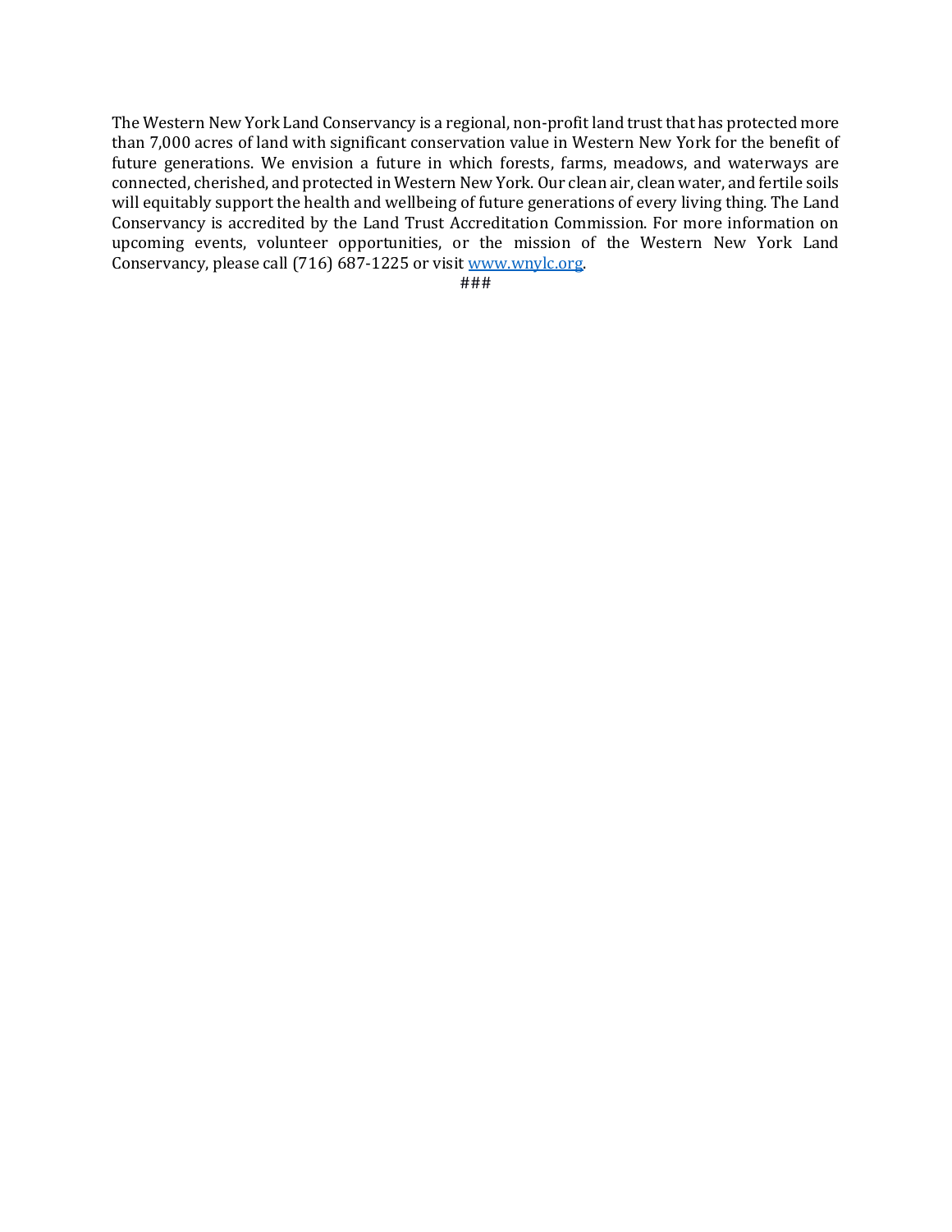The Western New York Land Conservancy is a regional, non-profit land trust that has protected more than 7,000 acres of land with significant conservation value in Western New York for the benefit of future generations. We envision a future in which forests, farms, meadows, and waterways are connected, cherished, and protected in Western New York. Our clean air, clean water, and fertile soils will equitably support the health and wellbeing of future generations of every living thing. The Land Conservancy is accredited by the Land Trust Accreditation Commission. For more information on upcoming events, volunteer opportunities, or the mission of the Western New York Land Conservancy, please call (716) 687-1225 or visit [www.wnylc.org](http://www.wnylc.org).

###